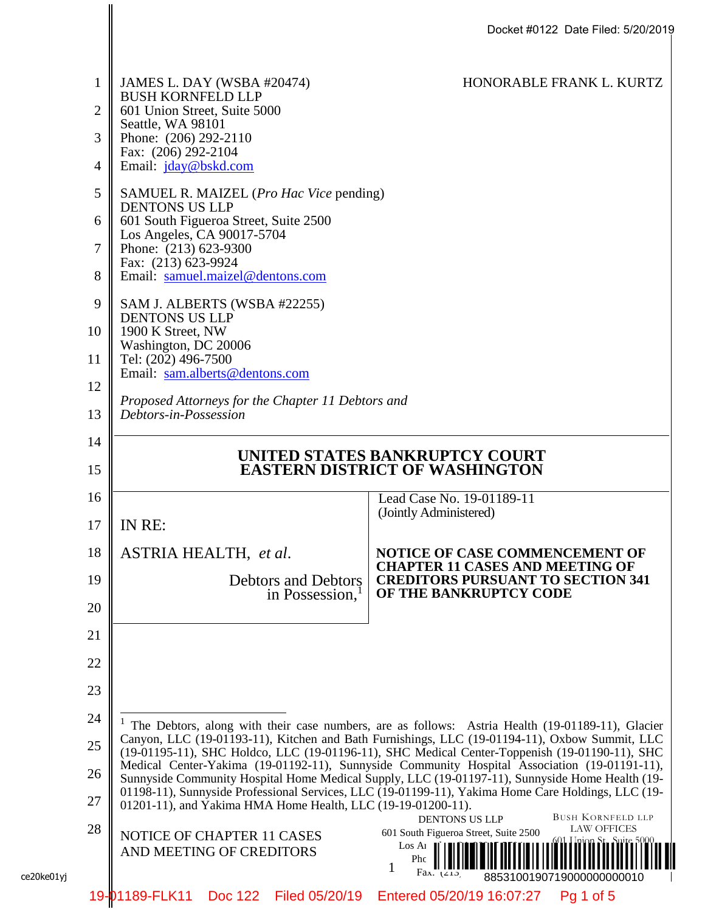JAMES L. DAY (WSBA #20474)
BUSH KORNFELD LLP
601 Union Street, Suite 5000
Seattle, WA 98101
Phone: (206) 292-2110
Fax: (206) 292-2104
Email: jday@bskd.com

HONORABLE FRANK L. KURTZ

SAMUEL R. MAIZEL (*Pro Hac Vice* pending)
DENTONS US LLP
601 South Figueroa Street, Suite 2500
Los Angeles, CA 90017-5704
Phone: (213) 623-9300
Fax: (213) 623-9924
Email: samuel.maizel@dentons.com

SAM J. ALBERTS (WSBA #22255)
DENTONS US LLP
1900 K Street, NW
Washington, DC 20006
Tel: (202) 496-7500
Email: sam.alberts@dentons.com

*Proposed Attorneys for the Chapter 11 Debtors and Debtors-in-Possession*

# UNITED STATES BANKRUPTCY COURT
# EASTERN DISTRICT OF WASHINGTON

| IN RE: ASTRIA HEALTH, *et al.* Debtors and Debtors in Possession,[1] | Lead Case No. 19-01189-11 (Jointly Administered) **NOTICE OF CASE COMMENCEMENT OF CHAPTER 11 CASES AND MEETING OF CREDITORS PURSUANT TO SECTION 341 OF THE BANKRUPTCY CODE** |
|---|---|

[1] The Debtors, along with their case numbers, are as follows: Astria Health (19-01189-11), Glacier Canyon, LLC (19-01193-11), Kitchen and Bath Furnishings, LLC (19-01194-11), Oxbow Summit, LLC (19-01195-11), SHC Holdco, LLC (19-01196-11), SHC Medical Center-Toppenish (19-01190-11), SHC Medical Center-Yakima (19-01192-11), Sunnyside Community Hospital Association (19-01191-11), Sunnyside Community Hospital Home Medical Supply, LLC (19-01197-11), Sunnyside Home Health (19-01198-11), Sunnyside Professional Services, LLC (19-01199-11), Yakima Home Care Holdings, LLC (19-01201-11), and Yakima HMA Home Health, LLC (19-19-01200-11).

NOTICE OF CHAPTER 11 CASES AND MEETING OF CREDITORS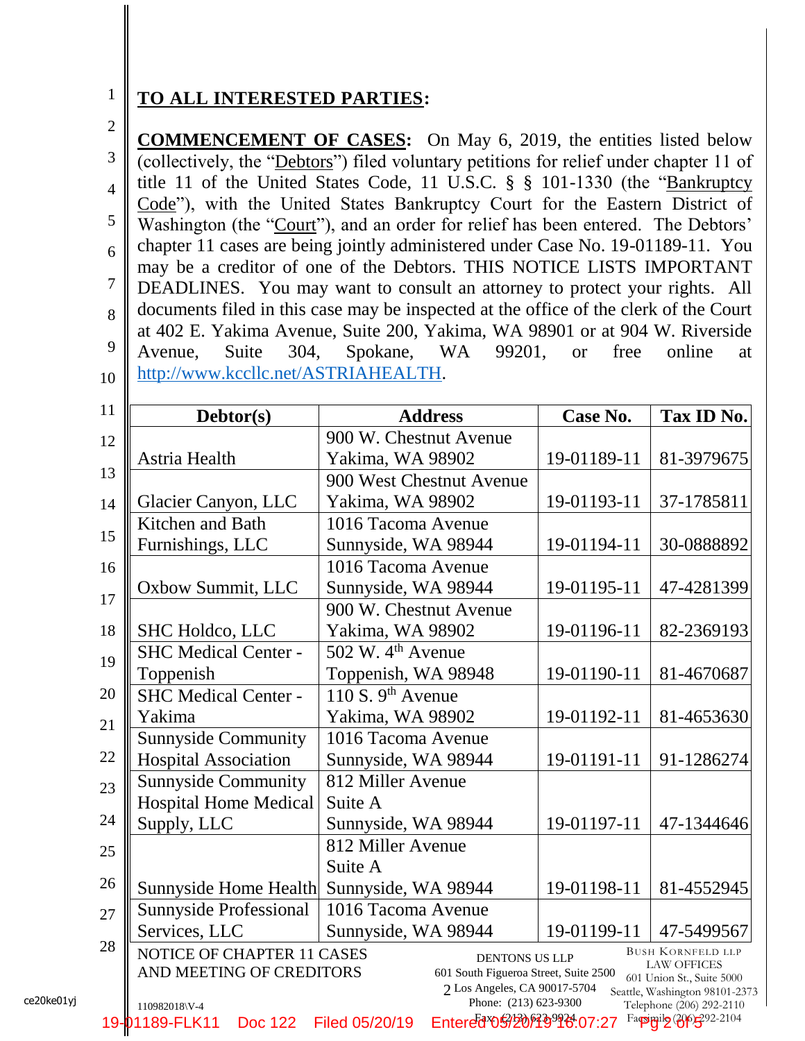**TO ALL INTERESTED PARTIES:**

**COMMENCEMENT OF CASES:** On May 6, 2019, the entities listed below (collectively, the "Debtors") filed voluntary petitions for relief under chapter 11 of title 11 of the United States Code, 11 U.S.C. § § 101-1330 (the "Bankruptcy Code"), with the United States Bankruptcy Court for the Eastern District of Washington (the "Court"), and an order for relief has been entered. The Debtors' chapter 11 cases are being jointly administered under Case No. 19-01189-11. You may be a creditor of one of the Debtors. THIS NOTICE LISTS IMPORTANT DEADLINES. You may want to consult an attorney to protect your rights. All documents filed in this case may be inspected at the office of the clerk of the Court at 402 E. Yakima Avenue, Suite 200, Yakima, WA 98901 or at 904 W. Riverside Avenue, Suite 304, Spokane, WA 99201, or free online at http://www.kccllc.net/ASTRIAHEALTH.

| Debtor(s) | Address | Case No. | Tax ID No. |
|---|---|---|---|
| Astria Health | 900 W. Chestnut Avenue Yakima, WA 98902 | 19-01189-11 | 81-3979675 |
| Glacier Canyon, LLC | 900 West Chestnut Avenue Yakima, WA 98902 | 19-01193-11 | 37-1785811 |
| Kitchen and Bath Furnishings, LLC | 1016 Tacoma Avenue Sunnyside, WA 98944 | 19-01194-11 | 30-0888892 |
| Oxbow Summit, LLC | 1016 Tacoma Avenue Sunnyside, WA 98944 | 19-01195-11 | 47-4281399 |
| SHC Holdco, LLC | 900 W. Chestnut Avenue Yakima, WA 98902 | 19-01196-11 | 82-2369193 |
| SHC Medical Center - Toppenish | 502 W. 4th Avenue Toppenish, WA 98948 | 19-01190-11 | 81-4670687 |
| SHC Medical Center - Yakima | 110 S. 9th Avenue Yakima, WA 98902 | 19-01192-11 | 81-4653630 |
| Sunnyside Community Hospital Association | 1016 Tacoma Avenue Sunnyside, WA 98944 | 19-01191-11 | 91-1286274 |
| Sunnyside Community Hospital Home Medical Supply, LLC | 812 Miller Avenue Suite A Sunnyside, WA 98944 | 19-01197-11 | 47-1344646 |
| Sunnyside Home Health | 812 Miller Avenue Suite A Sunnyside, WA 98944 | 19-01198-11 | 81-4552945 |
| Sunnyside Professional Services, LLC | 1016 Tacoma Avenue Sunnyside, WA 98944 | 19-01199-11 | 47-5499567 |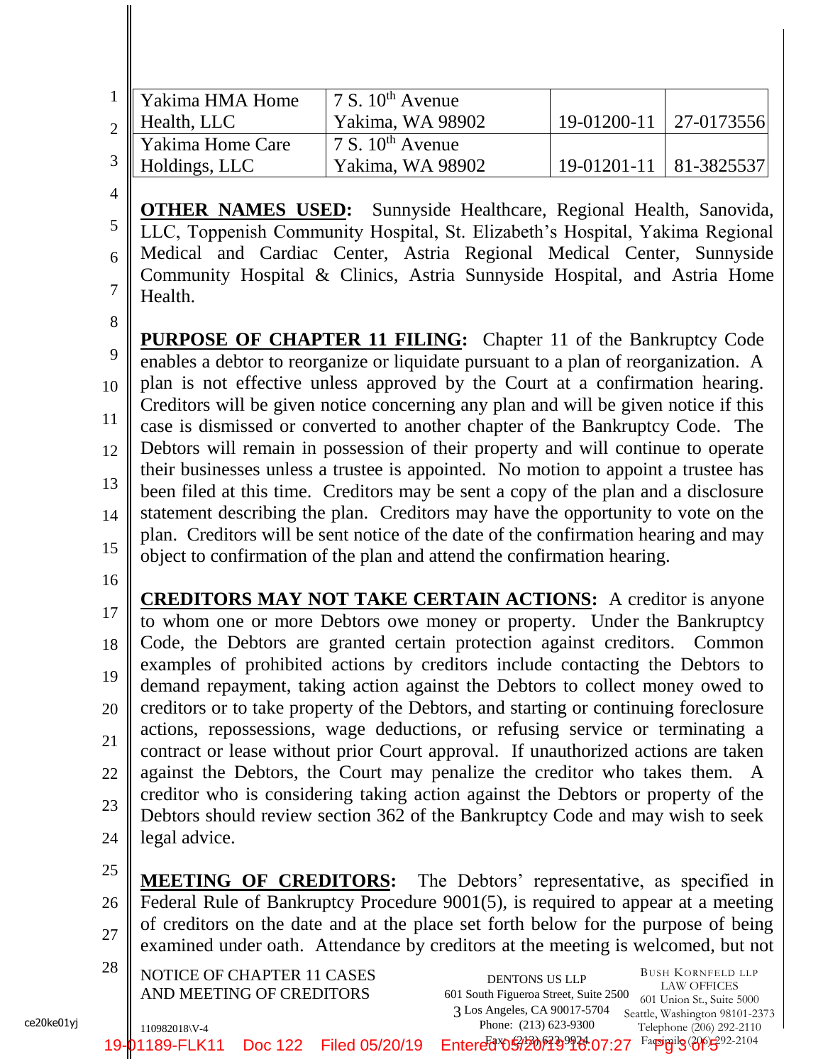| | | | |
|---|---|---|---|
| Yakima HMA Home Health, LLC | 7 S. 10th Avenue Yakima, WA 98902 | 19-01200-11 | 27-0173556 |
| Yakima Home Care Holdings, LLC | 7 S. 10th Avenue Yakima, WA 98902 | 19-01201-11 | 81-3825537 |

**OTHER NAMES USED:** Sunnyside Healthcare, Regional Health, Sanovida, LLC, Toppenish Community Hospital, St. Elizabeth's Hospital, Yakima Regional Medical and Cardiac Center, Astria Regional Medical Center, Sunnyside Community Hospital & Clinics, Astria Sunnyside Hospital, and Astria Home Health.

**PURPOSE OF CHAPTER 11 FILING:** Chapter 11 of the Bankruptcy Code enables a debtor to reorganize or liquidate pursuant to a plan of reorganization. A plan is not effective unless approved by the Court at a confirmation hearing. Creditors will be given notice concerning any plan and will be given notice if this case is dismissed or converted to another chapter of the Bankruptcy Code. The Debtors will remain in possession of their property and will continue to operate their businesses unless a trustee is appointed. No motion to appoint a trustee has been filed at this time. Creditors may be sent a copy of the plan and a disclosure statement describing the plan. Creditors may have the opportunity to vote on the plan. Creditors will be sent notice of the date of the confirmation hearing and may object to confirmation of the plan and attend the confirmation hearing.

**CREDITORS MAY NOT TAKE CERTAIN ACTIONS:** A creditor is anyone to whom one or more Debtors owe money or property. Under the Bankruptcy Code, the Debtors are granted certain protection against creditors. Common examples of prohibited actions by creditors include contacting the Debtors to demand repayment, taking action against the Debtors to collect money owed to creditors or to take property of the Debtors, and starting or continuing foreclosure actions, repossessions, wage deductions, or refusing service or terminating a contract or lease without prior Court approval. If unauthorized actions are taken against the Debtors, the Court may penalize the creditor who takes them. A creditor who is considering taking action against the Debtors or property of the Debtors should review section 362 of the Bankruptcy Code and may wish to seek legal advice.

**MEETING OF CREDITORS:** The Debtors' representative, as specified in Federal Rule of Bankruptcy Procedure 9001(5), is required to appear at a meeting of creditors on the date and at the place set forth below for the purpose of being examined under oath. Attendance by creditors at the meeting is welcomed, but not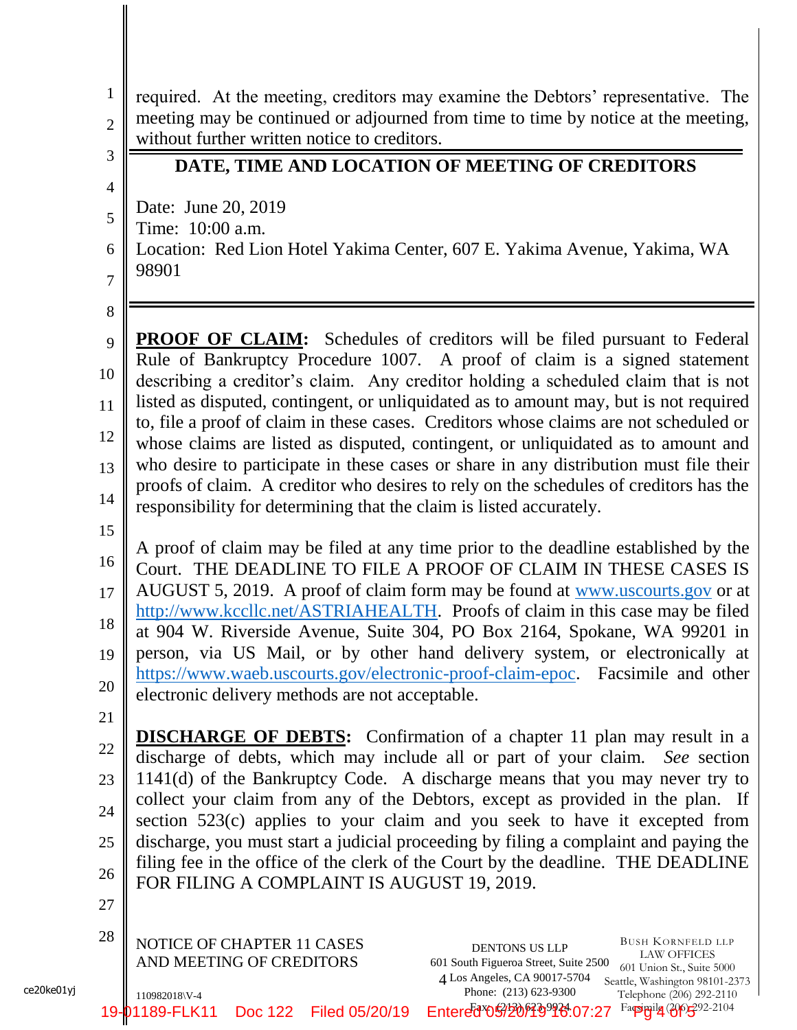required. At the meeting, creditors may examine the Debtors' representative. The meeting may be continued or adjourned from time to time by notice at the meeting, without further written notice to creditors.

## DATE, TIME AND LOCATION OF MEETING OF CREDITORS

Date: June 20, 2019
Time: 10:00 a.m.
Location: Red Lion Hotel Yakima Center, 607 E. Yakima Avenue, Yakima, WA 98901

**PROOF OF CLAIM:** Schedules of creditors will be filed pursuant to Federal Rule of Bankruptcy Procedure 1007. A proof of claim is a signed statement describing a creditor's claim. Any creditor holding a scheduled claim that is not listed as disputed, contingent, or unliquidated as to amount may, but is not required to, file a proof of claim in these cases. Creditors whose claims are not scheduled or whose claims are listed as disputed, contingent, or unliquidated as to amount and who desire to participate in these cases or share in any distribution must file their proofs of claim. A creditor who desires to rely on the schedules of creditors has the responsibility for determining that the claim is listed accurately.

A proof of claim may be filed at any time prior to the deadline established by the Court. THE DEADLINE TO FILE A PROOF OF CLAIM IN THESE CASES IS AUGUST 5, 2019. A proof of claim form may be found at www.uscourts.gov or at http://www.kccllc.net/ASTRIAHEALTH. Proofs of claim in this case may be filed at 904 W. Riverside Avenue, Suite 304, PO Box 2164, Spokane, WA 99201 in person, via US Mail, or by other hand delivery system, or electronically at https://www.waeb.uscourts.gov/electronic-proof-claim-epoc. Facsimile and other electronic delivery methods are not acceptable.

**DISCHARGE OF DEBTS:** Confirmation of a chapter 11 plan may result in a discharge of debts, which may include all or part of your claim. *See* section 1141(d) of the Bankruptcy Code. A discharge means that you may never try to collect your claim from any of the Debtors, except as provided in the plan. If section 523(c) applies to your claim and you seek to have it excepted from discharge, you must start a judicial proceeding by filing a complaint and paying the filing fee in the office of the clerk of the Court by the deadline. THE DEADLINE FOR FILING A COMPLAINT IS AUGUST 19, 2019.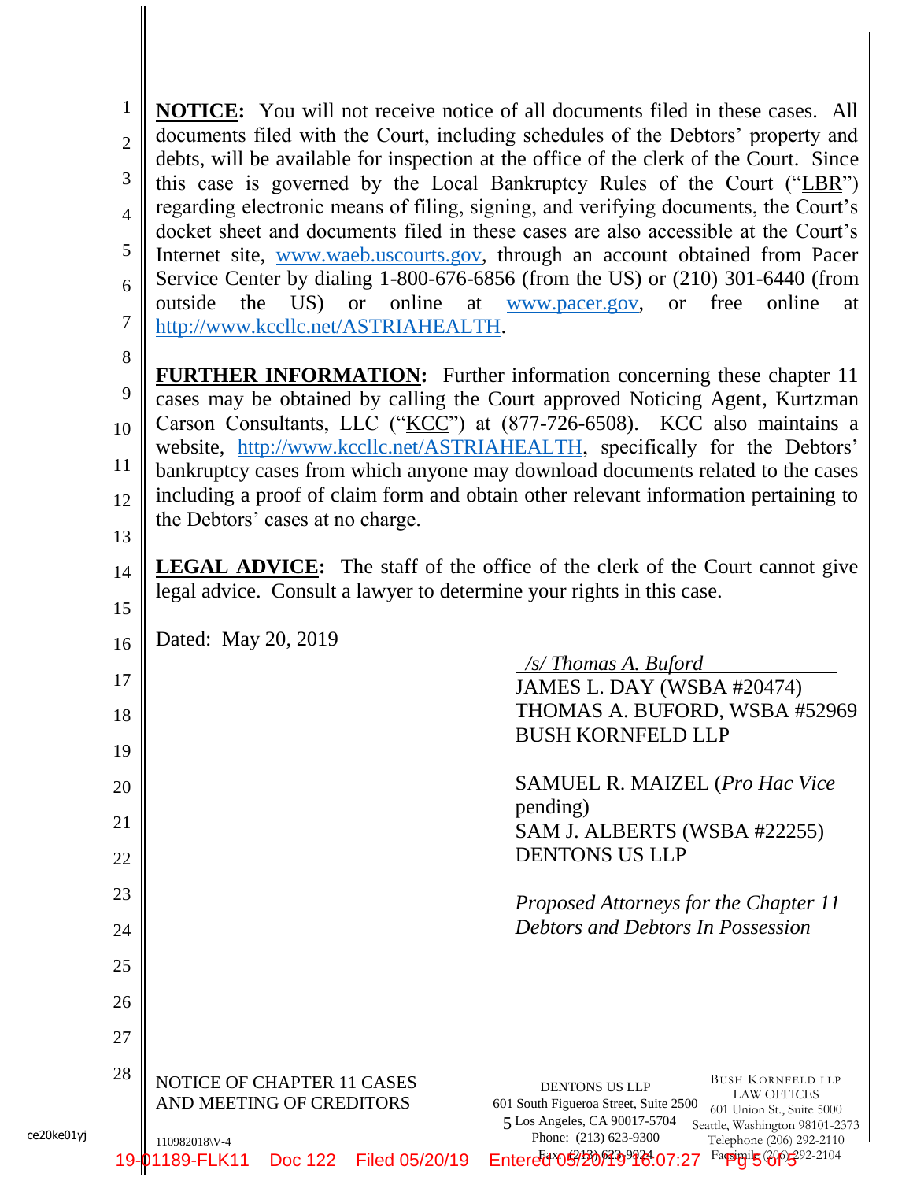**NOTICE:** You will not receive notice of all documents filed in these cases. All documents filed with the Court, including schedules of the Debtors' property and debts, will be available for inspection at the office of the clerk of the Court. Since this case is governed by the Local Bankruptcy Rules of the Court ("LBR") regarding electronic means of filing, signing, and verifying documents, the Court's docket sheet and documents filed in these cases are also accessible at the Court's Internet site, www.waeb.uscourts.gov, through an account obtained from Pacer Service Center by dialing 1-800-676-6856 (from the US) or (210) 301-6440 (from outside the US) or online at www.pacer.gov, or free online at http://www.kccllc.net/ASTRIAHEALTH.

**FURTHER INFORMATION:** Further information concerning these chapter 11 cases may be obtained by calling the Court approved Noticing Agent, Kurtzman Carson Consultants, LLC ("KCC") at (877-726-6508). KCC also maintains a website, http://www.kccllc.net/ASTRIAHEALTH, specifically for the Debtors' bankruptcy cases from which anyone may download documents related to the cases including a proof of claim form and obtain other relevant information pertaining to the Debtors' cases at no charge.

**LEGAL ADVICE:** The staff of the office of the clerk of the Court cannot give legal advice. Consult a lawyer to determine your rights in this case.

Dated: May 20, 2019

*/s/ Thomas A. Buford*
JAMES L. DAY (WSBA #20474)
THOMAS A. BUFORD, WSBA #52969
BUSH KORNFELD LLP

SAMUEL R. MAIZEL (*Pro Hac Vice* pending)
SAM J. ALBERTS (WSBA #22255)
DENTONS US LLP

*Proposed Attorneys for the Chapter 11 Debtors and Debtors In Possession*

NOTICE OF CHAPTER 11 CASES AND MEETING OF CREDITORS

110982018\V-4

DENTONS US LLP
601 South Figueroa Street, Suite 2500
Los Angeles, CA 90017-5704
Phone: (213) 623-9300
Fax: (213) 623-9924

BUSH KORNFELD LLP
LAW OFFICES
601 Union St., Suite 5000
Seattle, Washington 98101-2373
Telephone (206) 292-2110
Facsimile (206) 292-2104

19-01189-FLK11 Doc 122 Filed 05/20/19 Entered 05/20/19 16:07:27 Pg 5 of 5